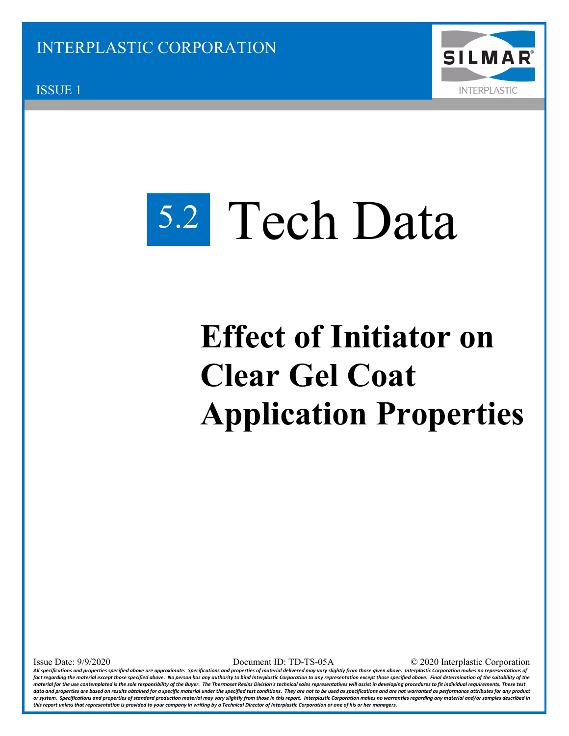INTERPLASTIC CORPORATION

ISSUE 1

SILMAR®

INTERPLASTIC

# 5.2 Tech Data

# Effect of Initiator on Clear Gel Coat Application Properties

Issue Date: 9/9/2020 Document ID: TD-TS-05A © 2020 Interplastic Corporation

*All specifications and properties specified above are approximate. Specifications and properties of material delivered may vary slightly from those given above. Interplastic Corporation makes no representations of fact regarding the material except those specified above. No person has any authority to bind Interplastic Corporation to any representation except those specified above. Final determination of the suitability of the material for the use contemplated is the sole responsibility of the Buyer. The Thermoset Resins Division's technical sales representatives will assist in developing procedures to fit individual requirements. These test data and properties are based on results obtained for a specific material under the specified test conditions. They are not to be used as specifications and are not warranted as performance attributes for any product or system. Specifications and properties of standard production material may vary slightly from those in this report. Interplastic Corporation makes no warranties regarding any material and/or samples described in this report unless that representation is provided to your company in writing by a Technical Director of Interplastic Corporation or one of his or her managers.*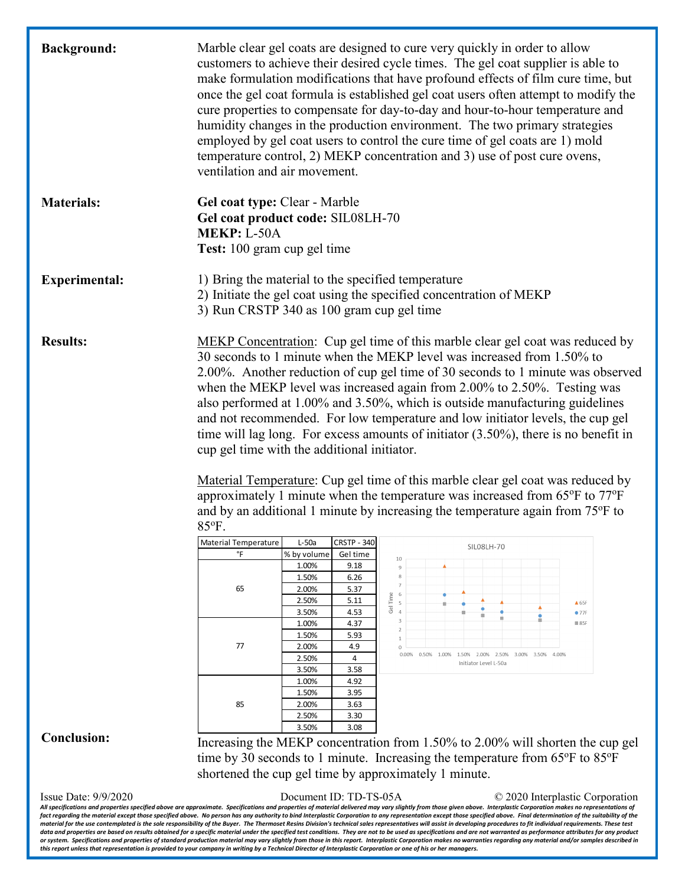**Background:**

Marble clear gel coats are designed to cure very quickly in order to allow customers to achieve their desired cycle times. The gel coat supplier is able to make formulation modifications that have profound effects of film cure time, but once the gel coat formula is established gel coat users often attempt to modify the cure properties to compensate for day-to-day and hour-to-hour temperature and humidity changes in the production environment. The two primary strategies employed by gel coat users to control the cure time of gel coats are 1) mold temperature control, 2) MEKP concentration and 3) use of post cure ovens, ventilation and air movement.

**Materials:**

**Gel coat type:** Clear - Marble
**Gel coat product code:** SIL08LH-70
**MEKP:** L-50A
**Test:** 100 gram cup gel time

**Experimental:**

1) Bring the material to the specified temperature
2) Initiate the gel coat using the specified concentration of MEKP
3) Run CRSTP 340 as 100 gram cup gel time

**Results:**

MEKP Concentration: Cup gel time of this marble clear gel coat was reduced by 30 seconds to 1 minute when the MEKP level was increased from 1.50% to 2.00%. Another reduction of cup gel time of 30 seconds to 1 minute was observed when the MEKP level was increased again from 2.00% to 2.50%. Testing was also performed at 1.00% and 3.50%, which is outside manufacturing guidelines and not recommended. For low temperature and low initiator levels, the cup gel time will lag long. For excess amounts of initiator (3.50%), there is no benefit in cup gel time with the additional initiator.

Material Temperature: Cup gel time of this marble clear gel coat was reduced by approximately 1 minute when the temperature was increased from 65ºF to 77ºF and by an additional 1 minute by increasing the temperature again from 75ºF to 85ºF.

| Material Temperature | L-50a | CRSTP - 340 |
|---|---|---|
| °F | % by volume | Gel time |
| 65 | 1.00% | 9.18 |
| | 1.50% | 6.26 |
| | 2.00% | 5.37 |
| | 2.50% | 5.11 |
| | 3.50% | 4.53 |
| 77 | 1.00% | 4.37 |
| | 1.50% | 5.93 |
| | 2.00% | 4.9 |
| | 2.50% | 4 |
| | 3.50% | 3.58 |
| 85 | 1.00% | 4.92 |
| | 1.50% | 3.95 |
| | 2.00% | 3.63 |
| | 2.50% | 3.30 |
| | 3.50% | 3.08 |

SIL08LH-70

Gel Time

10
9
8
7
6
5
4
3
2
1
0

0.00% 0.50% 1.00% 1.50% 2.00% 2.50% 3.00% 3.50% 4.00%

Initiator Level L-50a

65F
77F
85F

**Conclusion:**

Increasing the MEKP concentration from 1.50% to 2.00% will shorten the cup gel time by 30 seconds to 1 minute. Increasing the temperature from 65ºF to 85ºF shortened the cup gel time by approximately 1 minute.

Issue Date: 9/9/2020 Document ID: TD-TS-05A © 2020 Interplastic Corporation

*All specifications and properties specified above are approximate. Specifications and properties of material delivered may vary slightly from those given above. Interplastic Corporation makes no representations of fact regarding the material except those specified above. No person has any authority to bind Interplastic Corporation to any representation except those specified above. Final determination of the suitability of the material for the use contemplated is the sole responsibility of the Buyer. The Thermoset Resins Division's technical sales representatives will assist in developing procedures to fit individual requirements. These test data and properties are based on results obtained for a specific material under the specified test conditions. They are not to be used as specifications and are not warranted as performance attributes for any product or system. Specifications and properties of standard production material may vary slightly from those in this report. Interplastic Corporation makes no warranties regarding any material and/or samples described in this report unless that representation is provided to your company in writing by a Technical Director of Interplastic Corporation or one of his or her managers.*